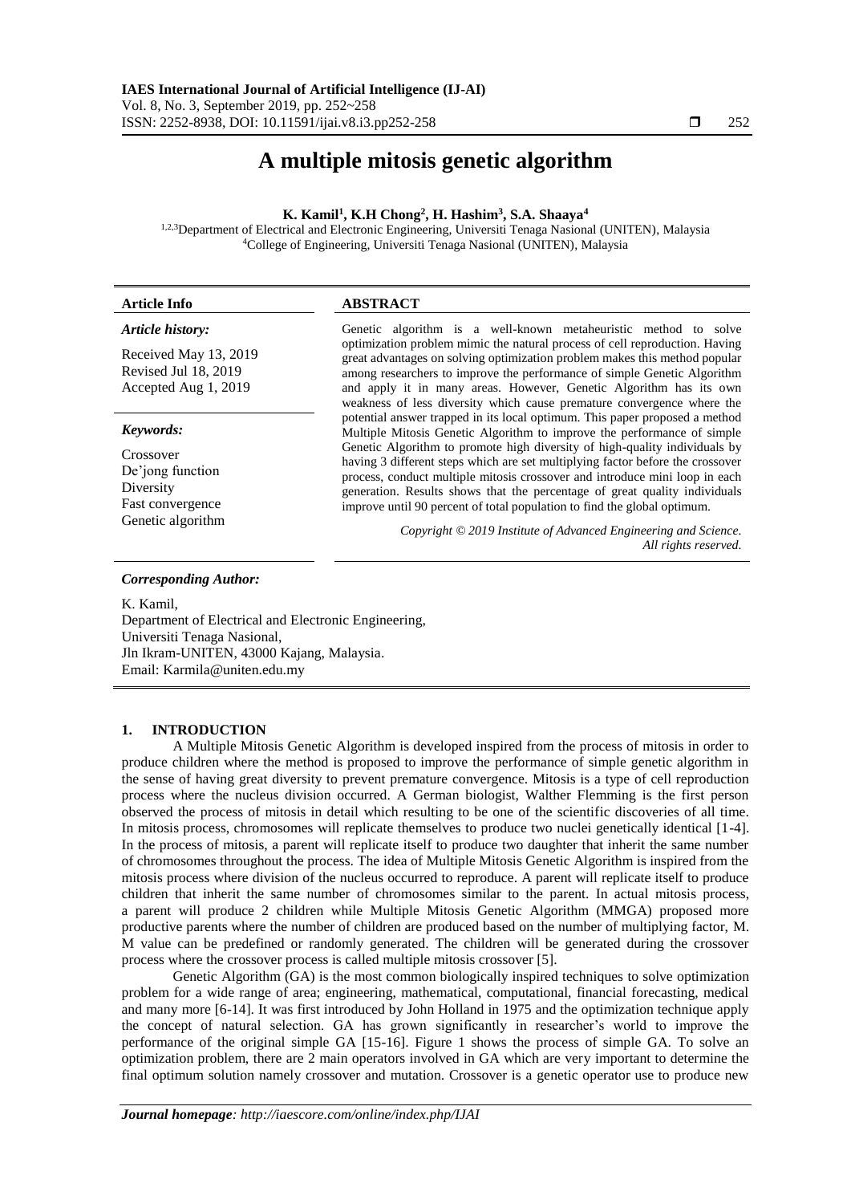# A multiple mitosis genetic algorithm

**K. Kamil[1], K.H Chong[2], H. Hashim[3], S.A. Shaaya[4]**

[1,2,3]Department of Electrical and Electronic Engineering, Universiti Tenaga Nasional (UNITEN), Malaysia
[4]College of Engineering, Universiti Tenaga Nasional (UNITEN), Malaysia

**Article Info**

*Article history:*

Received May 13, 2019
Revised Jul 18, 2019
Accepted Aug 1, 2019

*Keywords:*

Crossover
De'jong function
Diversity
Fast convergence
Genetic algorithm

**ABSTRACT**

Genetic algorithm is a well-known metaheuristic method to solve optimization problem mimic the natural process of cell reproduction. Having great advantages on solving optimization problem makes this method popular among researchers to improve the performance of simple Genetic Algorithm and apply it in many areas. However, Genetic Algorithm has its own weakness of less diversity which cause premature convergence where the potential answer trapped in its local optimum. This paper proposed a method Multiple Mitosis Genetic Algorithm to improve the performance of simple Genetic Algorithm to promote high diversity of high-quality individuals by having 3 different steps which are set multiplying factor before the crossover process, conduct multiple mitosis crossover and introduce mini loop in each generation. Results shows that the percentage of great quality individuals improve until 90 percent of total population to find the global optimum.

*Copyright © 2019 Institute of Advanced Engineering and Science. All rights reserved.*

*Corresponding Author:*

K. Kamil,
Department of Electrical and Electronic Engineering,
Universiti Tenaga Nasional,
Jln Ikram-UNITEN, 43000 Kajang, Malaysia.
Email: Karmila@uniten.edu.my

## 1. INTRODUCTION

A Multiple Mitosis Genetic Algorithm is developed inspired from the process of mitosis in order to produce children where the method is proposed to improve the performance of simple genetic algorithm in the sense of having great diversity to prevent premature convergence. Mitosis is a type of cell reproduction process where the nucleus division occurred. A German biologist, Walther Flemming is the first person observed the process of mitosis in detail which resulting to be one of the scientific discoveries of all time. In mitosis process, chromosomes will replicate themselves to produce two nuclei genetically identical [1-4]. In the process of mitosis, a parent will replicate itself to produce two daughter that inherit the same number of chromosomes throughout the process. The idea of Multiple Mitosis Genetic Algorithm is inspired from the mitosis process where division of the nucleus occurred to reproduce. A parent will replicate itself to produce children that inherit the same number of chromosomes similar to the parent. In actual mitosis process, a parent will produce 2 children while Multiple Mitosis Genetic Algorithm (MMGA) proposed more productive parents where the number of children are produced based on the number of multiplying factor, M. M value can be predefined or randomly generated. The children will be generated during the crossover process where the crossover process is called multiple mitosis crossover [5].

Genetic Algorithm (GA) is the most common biologically inspired techniques to solve optimization problem for a wide range of area; first engineering, mathematical, computational, financial forecasting, medical and many more [6-14]. It was first introduced by John Holland in 1975 and the optimization technique apply the concept of natural selection. GA has grown significantly in researcher's world to improve the performance of the original simple GA [15-16]. Figure 1 shows the process of simple GA. To solve an optimization problem, there are 2 main operators involved in GA which are very important to determine the final optimum solution namely crossover and mutation. Crossover is a genetic operator use to produce new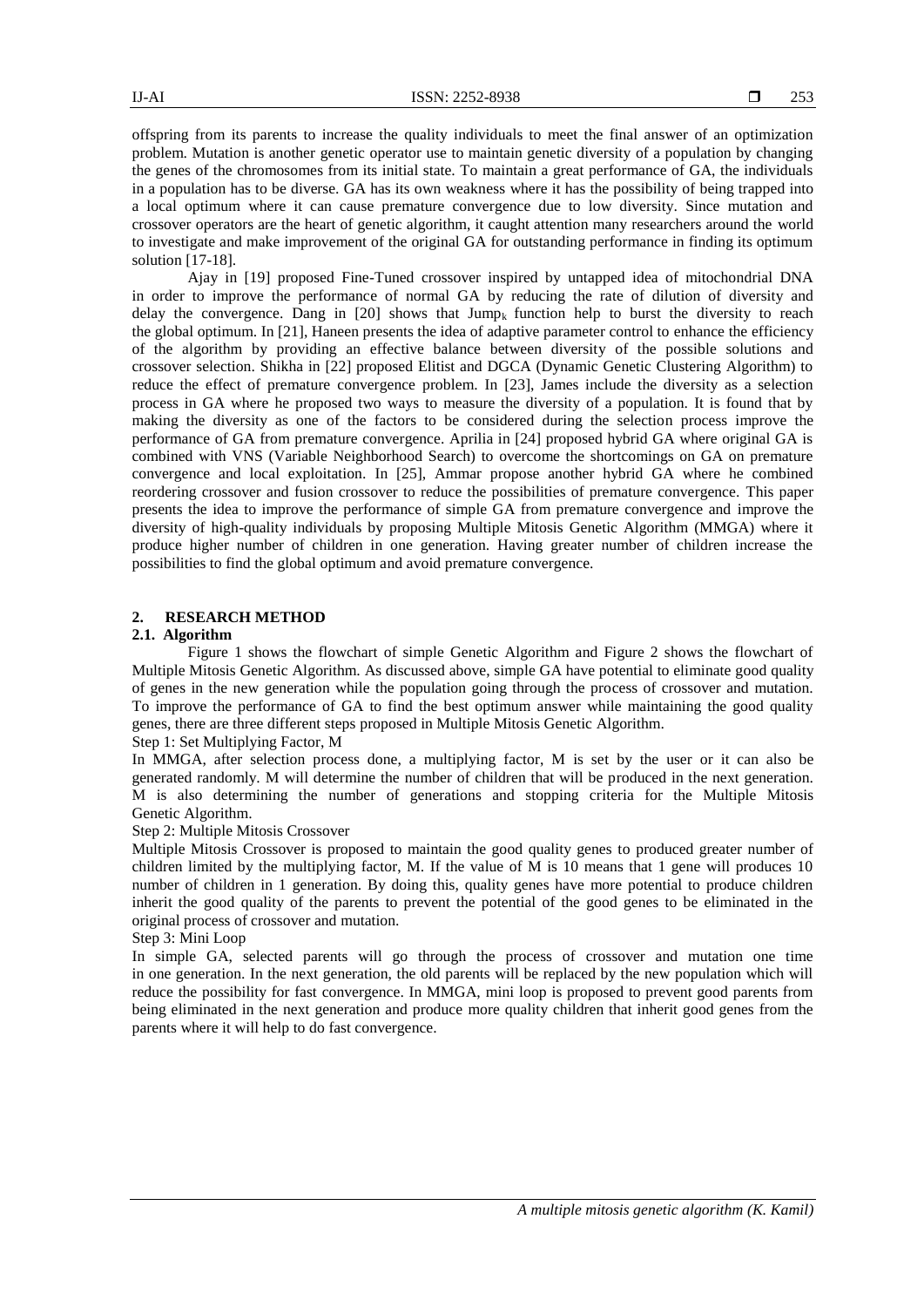offspring from its parents to increase the quality individuals to meet the final answer of an optimization problem. Mutation is another genetic operator use to maintain genetic diversity of a population by changing the genes of the chromosomes from its initial state. To maintain a great performance of GA, the individuals in a population has to be diverse. GA has its own weakness where it has the possibility of being trapped into a local optimum where it can cause premature convergence due to low diversity. Since mutation and crossover operators are the heart of genetic algorithm, it caught attention many researchers around the world to investigate and make improvement of the original GA for outstanding performance in finding its optimum solution [17-18].

Ajay in [19] proposed Fine-Tuned crossover inspired by untapped idea of mitochondrial DNA in order to improve the performance of normal GA by reducing the rate of dilution of diversity and delay the convergence. Dang in [20] shows that $\text{Jump}_k$ function help to burst the diversity to reach the global optimum. In [21], Haneen presents the idea of adaptive parameter control to enhance the efficiency of the algorithm by providing an effective balance between diversity of the possible solutions and crossover selection. Shikha in [22] proposed Elitist and DGCA (Dynamic Genetic Clustering Algorithm) to reduce the effect of premature convergence problem. In [23], James include the diversity as a selection process in GA where he proposed two ways to measure the diversity of a population. It is found that by making the diversity as one of the factors to be considered during the selection process improve the performance of GA from premature convergence. Aprilia in [24] proposed hybrid GA where original GA is combined with VNS (Variable Neighborhood Search) to overcome the shortcomings on GA on premature convergence and local exploitation. In [25], Ammar propose another hybrid GA where he combined reordering crossover and fusion crossover to reduce the possibilities of premature convergence. This paper presents the idea to improve the performance of simple GA from premature convergence and improve the diversity of high-quality individuals by proposing Multiple Mitosis Genetic Algorithm (MMGA) where it produce higher number of children in one generation. Having greater number of children increase the possibilities to find the global optimum and avoid premature convergence.

## 2. RESEARCH METHOD

### 2.1. Algorithm

Figure 1 shows the flowchart of simple Genetic Algorithm and Figure 2 shows the flowchart of Multiple Mitosis Genetic Algorithm. As discussed above, simple GA have potential to eliminate good quality of genes in the new generation while the population going through the process of crossover and mutation. To improve the performance of GA to find the best optimum answer while maintaining the good quality genes, there are three different steps proposed in Multiple Mitosis Genetic Algorithm.

Step 1: Set Multiplying Factor, M

In MMGA, after selection process done, a multiplying factor, M is set by the user or it can also be generated randomly. M will determine the number of children that will be produced in the next generation. M is also determining the number of generations and stopping criteria for the Multiple Mitosis Genetic Algorithm.

Step 2: Multiple Mitosis Crossover

Multiple Mitosis Crossover is proposed to maintain the good quality genes to produced greater number of children limited by the multiplying factor, M. If the value of M is 10 means that 1 gene will produces 10 number of children in 1 generation. By doing this, quality genes have more potential to produce children inherit the good quality of the parents to prevent the potential of the good genes to be eliminated in the original process of crossover and mutation.

Step 3: Mini Loop

In simple GA, selected parents will go through the process of crossover and mutation one time in one generation. In the next generation, the old parents will be replaced by the new population which will reduce the possibility for fast convergence. In MMGA, mini loop is proposed to prevent good parents from being eliminated in the next generation and produce more quality children that inherit good genes from the parents where it will help to do fast convergence.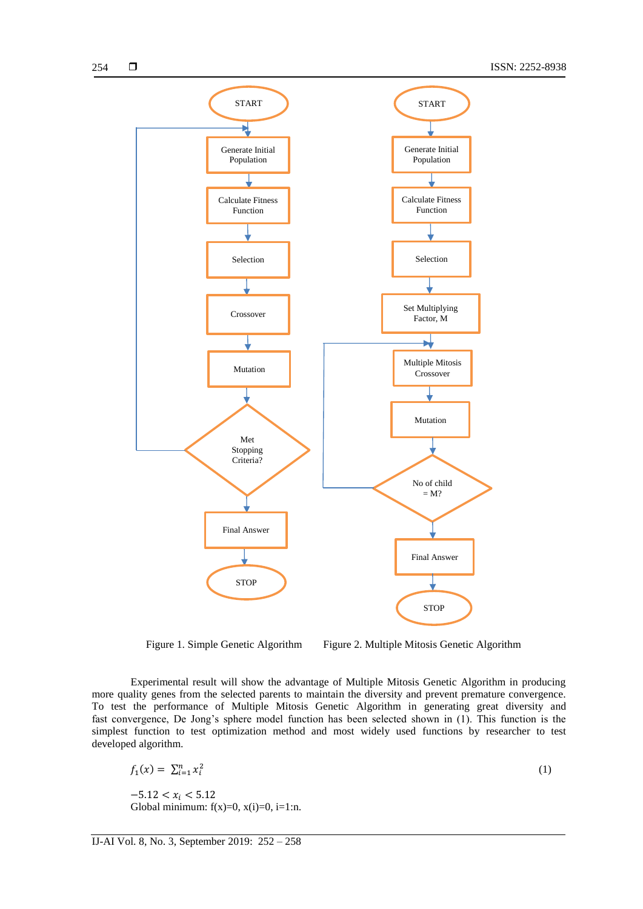Figure 1. Simple Genetic Algorithm

Figure 2. Multiple Mitosis Genetic Algorithm

Experimental result will show the advantage of Multiple Mitosis Genetic Algorithm in producing more quality genes from the selected parents to maintain the diversity and prevent premature convergence. To test the performance of Multiple Mitosis Genetic Algorithm in generating great diversity and fast convergence, De Jong's sphere model function has been selected shown in (1). This function is the simplest function to test optimization method and most widely used functions by researcher to test developed algorithm.

$$f_1(x) = \sum_{i=1}^{n} x_i^2 \tag{1}$$

$-5.12 < x_i < 5.12$

Global minimum: f(x)=0, x(i)=0, i=1:n.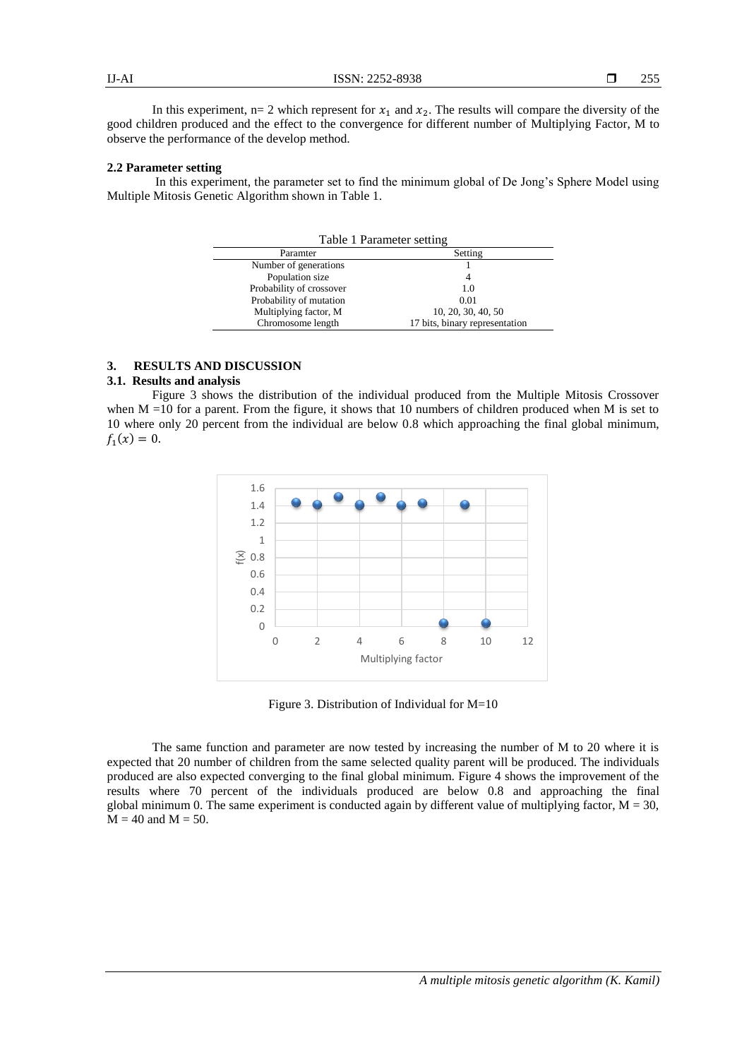In this experiment, n= 2 which represent for $x_1$ and $x_2$. The results will compare the diversity of the good children produced and the effect to the convergence for different number of Multiplying Factor, M to observe the performance of the develop method.

### 2.2 Parameter setting

In this experiment, the parameter set to find the minimum global of De Jong's Sphere Model using Multiple Mitosis Genetic Algorithm shown in Table 1.

Table 1 Parameter setting

| Paramter | Setting |
|---|---|
| Number of generations | 1 |
| Population size | 4 |
| Probability of crossover | 1.0 |
| Probability of mutation | 0.01 |
| Multiplying factor, M | 10, 20, 30, 40, 50 |
| Chromosome length | 17 bits, binary representation |

## 3. RESULTS AND DISCUSSION

### 3.1. Results and analysis

Figure 3 shows the distribution of the individual produced from the Multiple Mitosis Crossover when M =10 for a parent. From the figure, it shows that 10 numbers of children produced when M is set to 10 where only 20 percent from the individual are below 0.8 which approaching the final global minimum, $f_1(x) = 0$.

Figure 3. Distribution of Individual for M=10

The same function and parameter are now tested by increasing the number of M to 20 where it is expected that 20 number of children from the same selected quality parent will be produced. The individuals produced are also expected converging to the final global minimum. Figure 4 shows the improvement of the results where 70 percent of the individuals produced are below 0.8 and approaching the final global minimum 0. The same experiment is conducted again by different value of multiplying factor, M = 30, M = 40 and M = 50.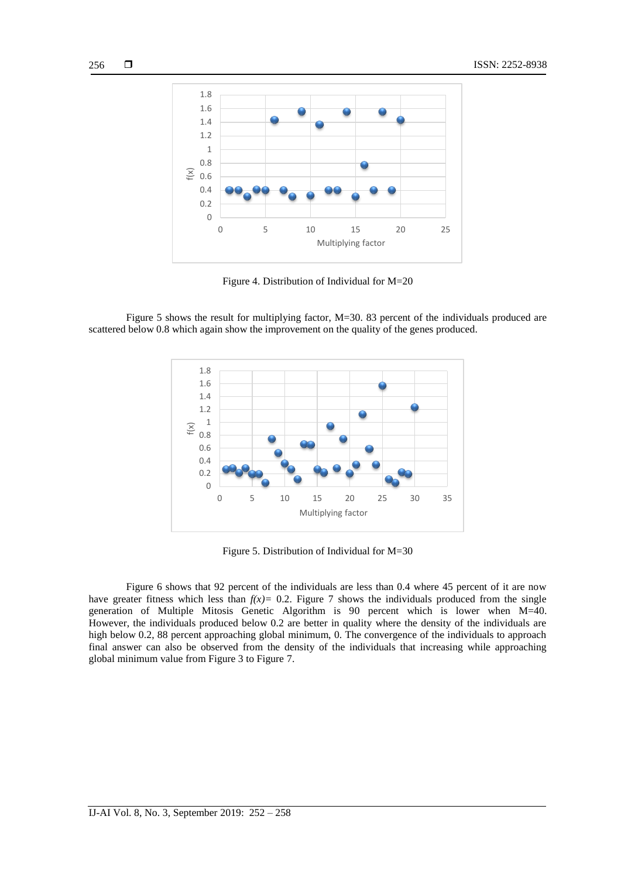Figure 4. Distribution of Individual for M=20

Figure 5 shows the result for multiplying factor, M=30. 83 percent of the individuals produced are scattered below 0.8 which again show the improvement on the quality of the genes produced.

Figure 5. Distribution of Individual for M=30

Figure 6 shows that 92 percent of the individuals are less than 0.4 where 45 percent of it are now have greater fitness which less than $f(x)=$ 0.2. Figure 7 shows the individuals produced from the single generation of Multiple Mitosis Genetic Algorithm is 90 percent which is lower when M=40. However, the individuals produced below 0.2 are better in quality where the density of the individuals are high below 0.2, 88 percent approaching global minimum, 0. The convergence of the individuals to approach final answer can also be observed from the density of the individuals that increasing while approaching global minimum value from Figure 3 to Figure 7.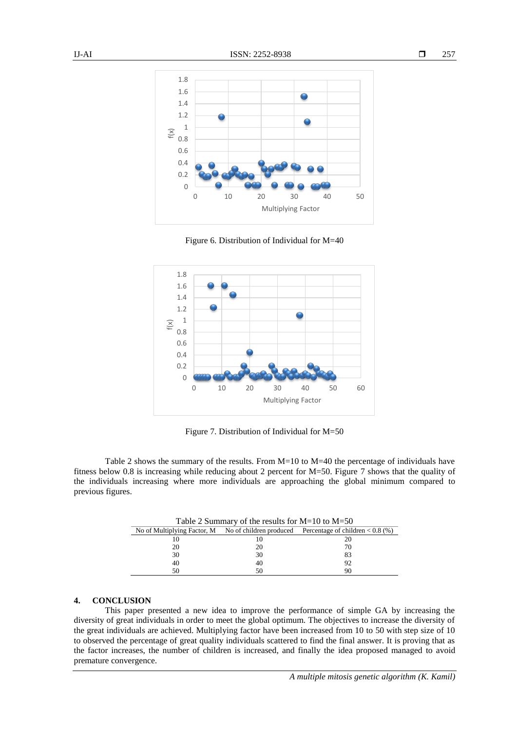Figure 6. Distribution of Individual for M=40

Figure 7. Distribution of Individual for M=50

Table 2 shows the summary of the results. From M=10 to M=40 the percentage of individuals have fitness below 0.8 is increasing while reducing about 2 percent for M=50. Figure 7 shows that the quality of the individuals increasing where more individuals are approaching the global minimum compared to previous figures.

Table 2 Summary of the results for M=10 to M=50

| No of Multiplying Factor, M | No of children produced | Percentage of children < 0.8 (%) |
|---|---|---|
| 10 | 10 | 20 |
| 20 | 20 | 70 |
| 30 | 30 | 83 |
| 40 | 40 | 92 |
| 50 | 50 | 90 |

## 4. CONCLUSION

This paper presented a new idea to improve the performance of simple GA by increasing the diversity of great individuals in order to meet the global optimum. The objectives to increase the diversity of the great individuals are achieved. Multiplying factor have been increased from 10 to 50 with step size of 10 to observed the percentage of great quality individuals scattered to find the final answer. It is proving that as the factor increases, the number of children is increased, and finally the idea proposed managed to avoid premature convergence.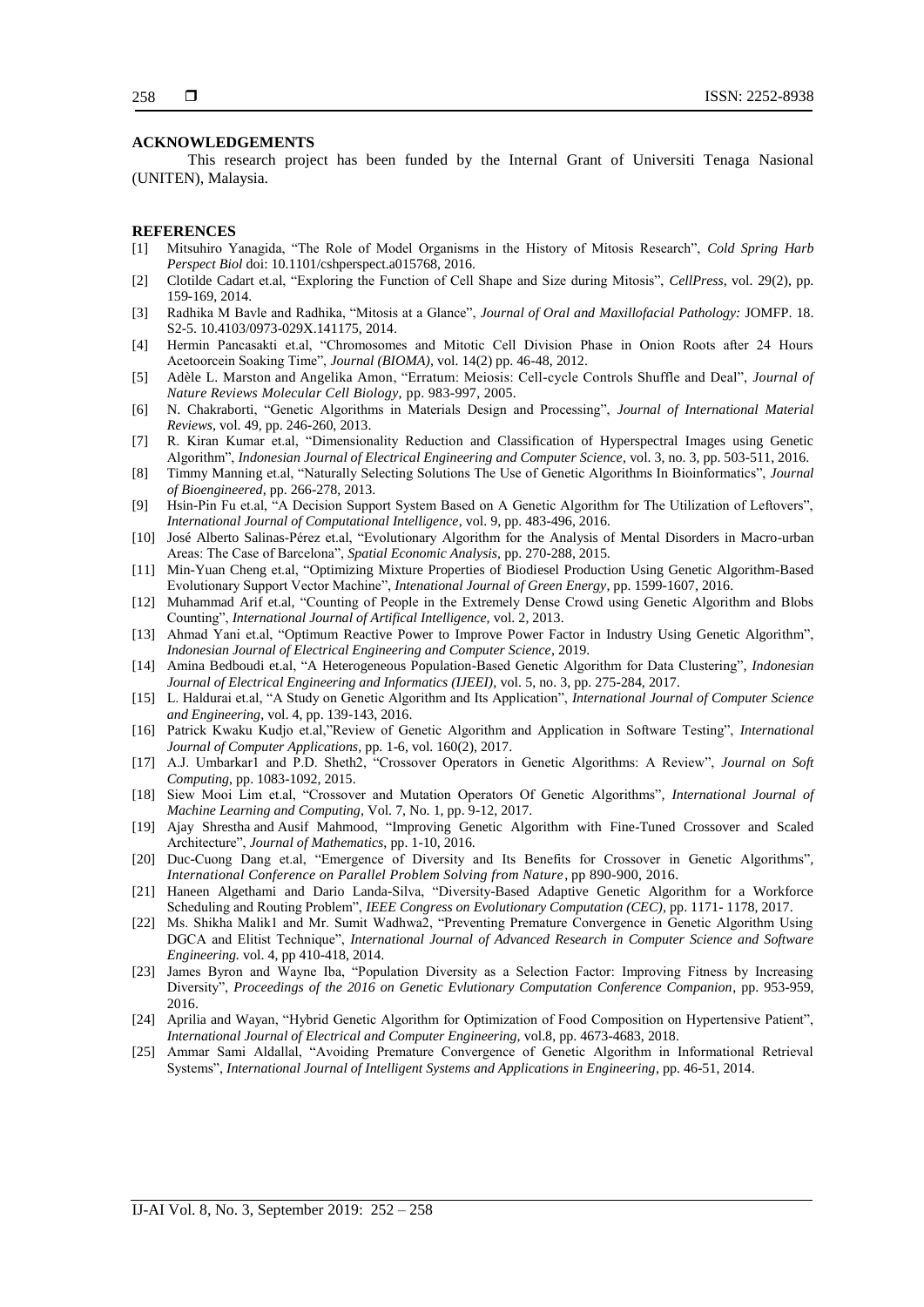## ACKNOWLEDGEMENTS

This research project has been funded by the Internal Grant of Universiti Tenaga Nasional (UNITEN), Malaysia.

## REFERENCES

[1] Mitsuhiro Yanagida, "The Role of Model Organisms in the History of Mitosis Research", *Cold Spring Harb Perspect Biol* doi: 10.1101/cshperspect.a015768, 2016.

[2] Clotilde Cadart et.al, "Exploring the Function of Cell Shape and Size during Mitosis", *CellPress*, vol. 29(2), pp. 159-169, 2014.

[3] Radhika M Bavle and Radhika, "Mitosis at a Glance", *Journal of Oral and Maxillofacial Pathology:* JOMFP. 18. S2-5. 10.4103/0973-029X.141175, 2014.

[4] Hermin Pancasakti et.al, "Chromosomes and Mitotic Cell Division Phase in Onion Roots after 24 Hours Acetoorcein Soaking Time", *Journal (BIOMA)*, vol. 14(2) pp. 46-48, 2012.

[5] Adèle L. Marston and Angelika Amon, "Erratum: Meiosis: Cell-cycle Controls Shuffle and Deal", *Journal of Nature Reviews Molecular Cell Biology*, pp. 983-997, 2005.

[6] N. Chakraborti, "Genetic Algorithms in Materials Design and Processing", *Journal of International Material Reviews*, vol. 49, pp. 246-260, 2013.

[7] R. Kiran Kumar et.al, "Dimensionality Reduction and Classification of Hyperspectral Images using Genetic Algorithm", *Indonesian Journal of Electrical Engineering and Computer Science*, vol. 3, no. 3, pp. 503-511, 2016.

[8] Timmy Manning et.al, "Naturally Selecting Solutions The Use of Genetic Algorithms In Bioinformatics", *Journal of Bioengineered*, pp. 266-278, 2013.

[9] Hsin-Pin Fu et.al, "A Decision Support System Based on A Genetic Algorithm for The Utilization of Leftovers", *International Journal of Computational Intelligence*, vol. 9, pp. 483-496, 2016.

[10] José Alberto Salinas-Pérez et.al, "Evolutionary Algorithm for the Analysis of Mental Disorders in Macro-urban Areas: The Case of Barcelona", *Spatial Economic Analysis*, pp. 270-288, 2015.

[11] Min-Yuan Cheng et.al, "Optimizing Mixture Properties of Biodiesel Production Using Genetic Algorithm-Based Evolutionary Support Vector Machine", *Intenational Journal of Green Energy*, pp. 1599-1607, 2016.

[12] Muhammad Arif et.al, "Counting of People in the Extremely Dense Crowd using Genetic Algorithm and Blobs Counting", *International Journal of Artifical Intelligence*, vol. 2, 2013.

[13] Ahmad Yani et.al, "Optimum Reactive Power to Improve Power Factor in Industry Using Genetic Algorithm", *Indonesian Journal of Electrical Engineering and Computer Science*, 2019.

[14] Amina Bedboudi et.al, "A Heterogeneous Population-Based Genetic Algorithm for Data Clustering", *Indonesian Journal of Electrical Engineering and Informatics (IJEEI)*, vol. 5, no. 3, pp. 275-284, 2017.

[15] L. Haldurai et.al, "A Study on Genetic Algorithm and Its Application", *International Journal of Computer Science and Engineering*, vol. 4, pp. 139-143, 2016.

[16] Patrick Kwaku Kudjo et.al,"Review of Genetic Algorithm and Application in Software Testing", *International Journal of Computer Applications*, pp. 1-6, vol. 160(2), 2017.

[17] A.J. Umbarkar1 and P.D. Sheth2, "Crossover Operators in Genetic Algorithms: A Review", *Journal on Soft Computing*, pp. 1083-1092, 2015.

[18] Siew Mooi Lim et.al, "Crossover and Mutation Operators Of Genetic Algorithms", *International Journal of Machine Learning and Computing*, Vol. 7, No. 1, pp. 9-12, 2017.

[19] Ajay Shrestha and Ausif Mahmood, "Improving Genetic Algorithm with Fine-Tuned Crossover and Scaled Architecture", *Journal of Mathematics*, pp. 1-10, 2016.

[20] Duc-Cuong Dang et.al, "Emergence of Diversity and Its Benefits for Crossover in Genetic Algorithms", *International Conference on Parallel Problem Solving from Nature*, pp 890-900, 2016.

[21] Haneen Algethami and Dario Landa-Silva, "Diversity-Based Adaptive Genetic Algorithm for a Workforce Scheduling and Routing Problem", *IEEE Congress on Evolutionary Computation (CEC)*, pp. 1171- 1178, 2017.

[22] Ms. Shikha Malik1 and Mr. Sumit Wadhwa2, "Preventing Premature Convergence in Genetic Algorithm Using DGCA and Elitist Technique", *International Journal of Advanced Research in Computer Science and Software Engineering.* vol. 4, pp 410-418, 2014.

[23] James Byron and Wayne Iba, "Population Diversity as a Selection Factor: Improving Fitness by Increasing Diversity", *Proceedings of the 2016 on Genetic Evlutionary Computation Conference Companion*, pp. 953-959, 2016.

[24] Aprilia and Wayan, "Hybrid Genetic Algorithm for Optimization of Food Composition on Hypertensive Patient", *International Journal of Electrical and Computer Engineering,* vol.8, pp. 4673-4683, 2018.

[25] Ammar Sami Aldallal, "Avoiding Premature Convergence of Genetic Algorithm in Informational Retrieval Systems", *International Journal of Intelligent Systems and Applications in Engineering*, pp. 46-51, 2014.